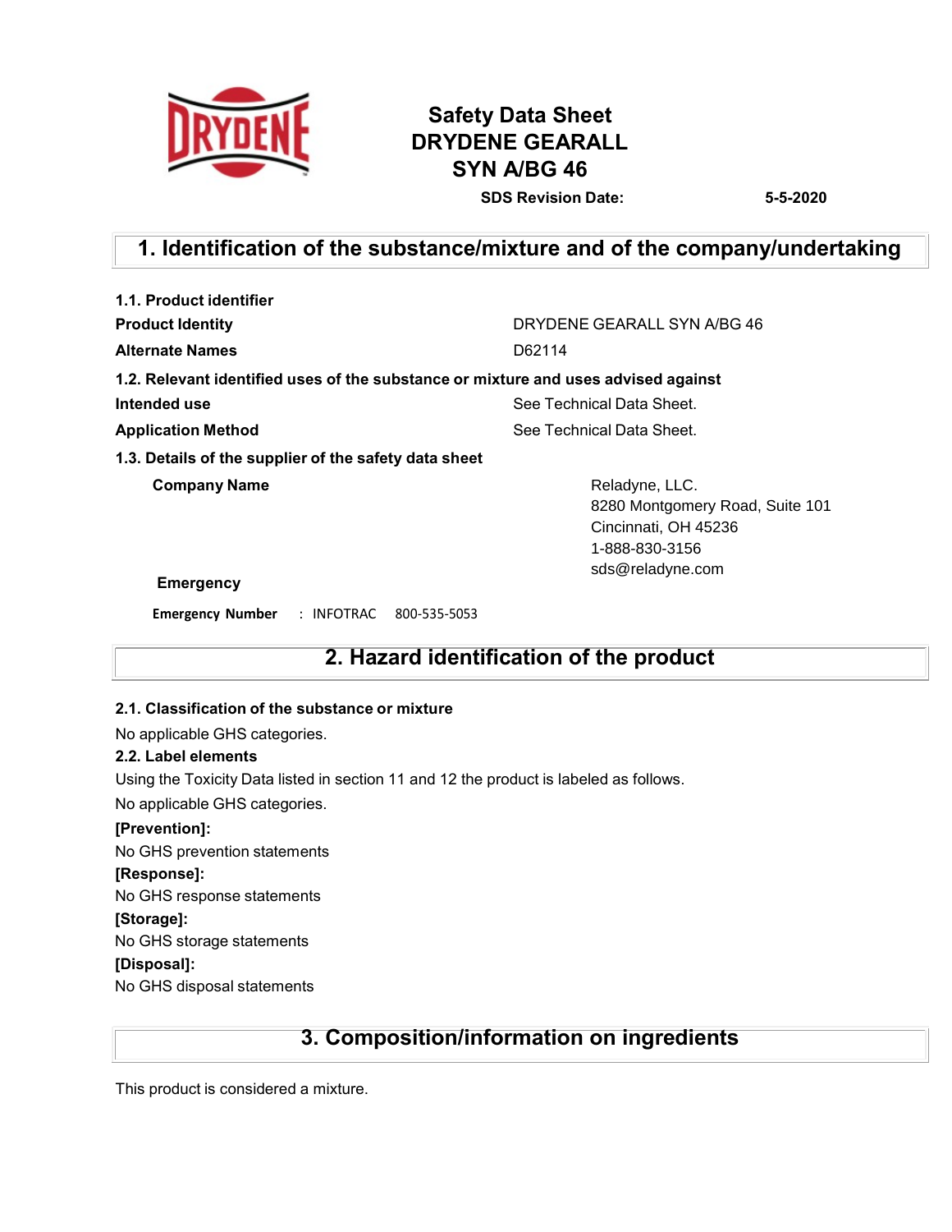# Safety Data Sheet DRYDENE GEARALL SYN A/BG 46

**SDS Revision Date:** **5-5-2020**

## 1. Identification of the substance/mixture and of the company/undertaking

**1.1. Product identifier**

| | |
|---|---|
| **Product Identity** | DRYDENE GEARALL SYN A/BG 46 |
| **Alternate Names** | D62114 |

**1.2. Relevant identified uses of the substance or mixture and uses advised against**

| | |
|---|---|
| **Intended use** | See Technical Data Sheet. |
| **Application Method** | See Technical Data Sheet. |

**1.3. Details of the supplier of the safety data sheet**

**Company Name**

Reladyne, LLC.
8280 Montgomery Road, Suite 101
Cincinnati, OH 45236
1-888-830-3156
sds@reladyne.com

**Emergency**

**Emergency Number** : INFOTRAC 800-535-5053

## 2. Hazard identification of the product

**2.1. Classification of the substance or mixture**

No applicable GHS categories.

**2.2. Label elements**

Using the Toxicity Data listed in section 11 and 12 the product is labeled as follows.

No applicable GHS categories.

**[Prevention]:**

No GHS prevention statements

**[Response]:**

No GHS response statements

**[Storage]:**

No GHS storage statements

**[Disposal]:**

No GHS disposal statements

## 3. Composition/information on ingredients

This product is considered a mixture.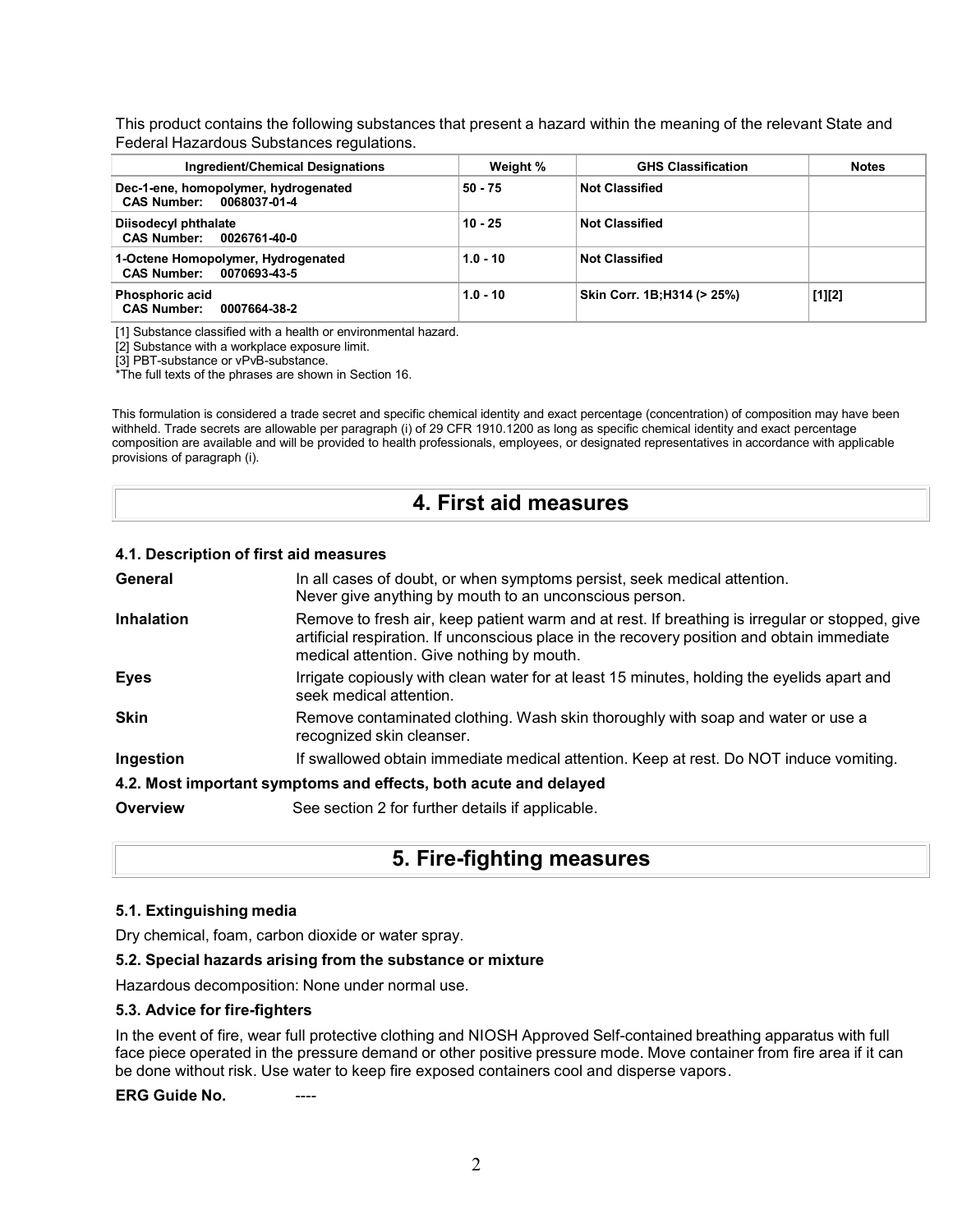This product contains the following substances that present a hazard within the meaning of the relevant State and Federal Hazardous Substances regulations.

| Ingredient/Chemical Designations | Weight % | GHS Classification | Notes |
| --- | --- | --- | --- |
| **Dec-1-ene, homopolymer, hydrogenated**<br>**CAS Number: 0068037-01-4** | 50 - 75 | Not Classified | |
| **Diisodecyl phthalate**<br>**CAS Number: 0026761-40-0** | 10 - 25 | Not Classified | |
| **1-Octene Homopolymer, Hydrogenated**<br>**CAS Number: 0070693-43-5** | 1.0 - 10 | Not Classified | |
| **Phosphoric acid**<br>**CAS Number: 0007664-38-2** | 1.0 - 10 | Skin Corr. 1B;H314 (> 25%) | [1][2] |

[1] Substance classified with a health or environmental hazard.
[2] Substance with a workplace exposure limit.
[3] PBT-substance or vPvB-substance.
*The full texts of the phrases are shown in Section 16.

This formulation is considered a trade secret and specific chemical identity and exact percentage (concentration) of composition may have been withheld. Trade secrets are allowable per paragraph (i) of 29 CFR 1910.1200 as long as specific chemical identity and exact percentage composition are available and will be provided to health professionals, employees, or designated representatives in accordance with applicable provisions of paragraph (i).

# 4. First aid measures

### 4.1. Description of first aid measures

**General** In all cases of doubt, or when symptoms persist, seek medical attention. Never give anything by mouth to an unconscious person.

**Inhalation** Remove to fresh air, keep patient warm and at rest. If breathing is irregular or stopped, give artificial respiration. If unconscious place in the recovery position and obtain immediate medical attention. Give nothing by mouth.

**Eyes** Irrigate copiously with clean water for at least 15 minutes, holding the eyelids apart and seek medical attention.

**Skin** Remove contaminated clothing. Wash skin thoroughly with soap and water or use a recognized skin cleanser.

**Ingestion** If swallowed obtain immediate medical attention. Keep at rest. Do NOT induce vomiting.

### 4.2. Most important symptoms and effects, both acute and delayed

**Overview** See section 2 for further details if applicable.

# 5. Fire-fighting measures

### 5.1. Extinguishing media

Dry chemical, foam, carbon dioxide or water spray.

### 5.2. Special hazards arising from the substance or mixture

Hazardous decomposition: None under normal use.

### 5.3. Advice for fire-fighters

In the event of fire, wear full protective clothing and NIOSH Approved Self-contained breathing apparatus with full face piece operated in the pressure demand or other positive pressure mode. Move container from fire area if it can be done without risk. Use water to keep fire exposed containers cool and disperse vapors.

**ERG Guide No.** ----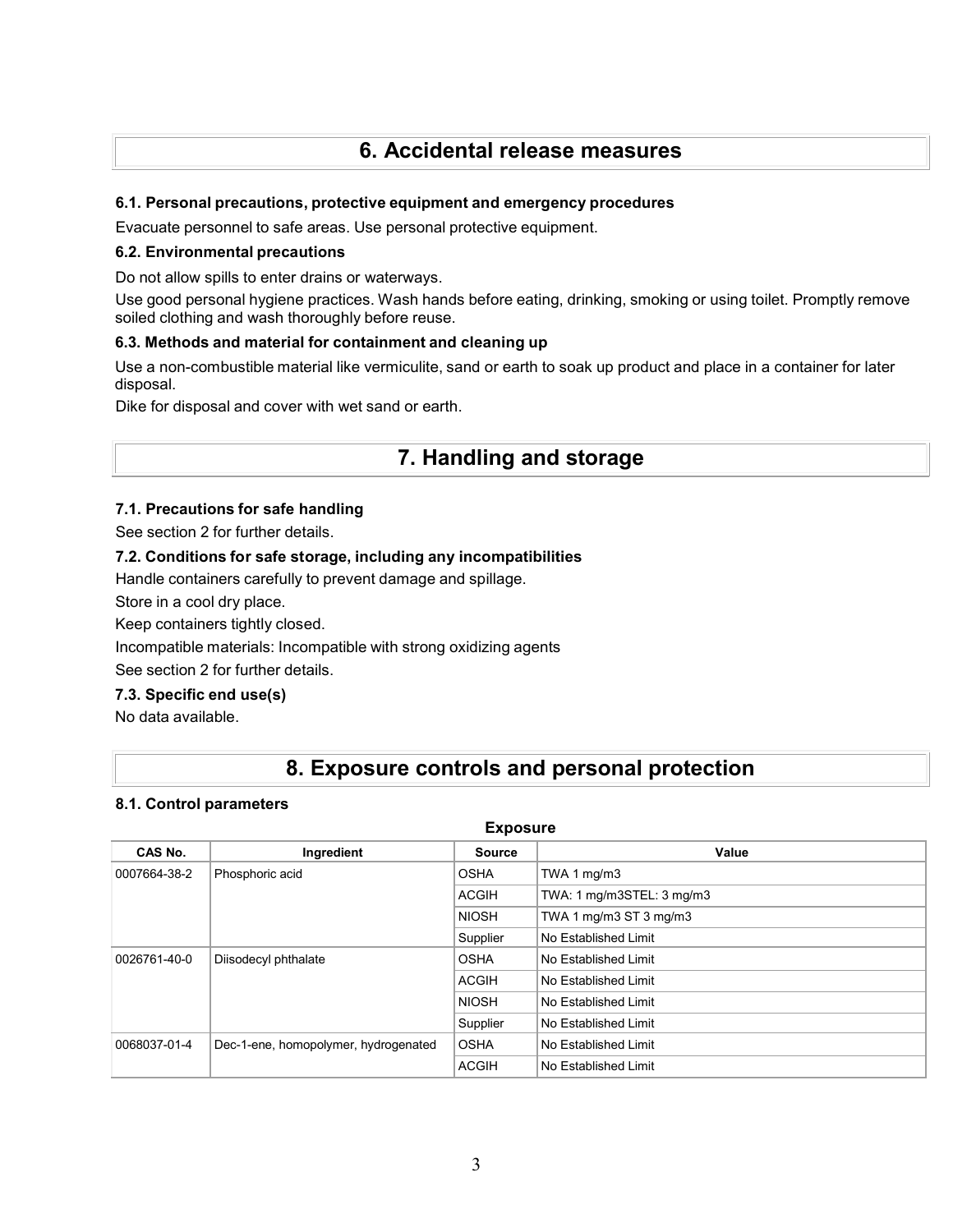# 6. Accidental release measures

### 6.1. Personal precautions, protective equipment and emergency procedures

Evacuate personnel to safe areas. Use personal protective equipment.

### 6.2. Environmental precautions

Do not allow spills to enter drains or waterways.

Use good personal hygiene practices. Wash hands before eating, drinking, smoking or using toilet. Promptly remove soiled clothing and wash thoroughly before reuse.

### 6.3. Methods and material for containment and cleaning up

Use a non-combustible material like vermiculite, sand or earth to soak up product and place in a container for later disposal.

Dike for disposal and cover with wet sand or earth.

# 7. Handling and storage

### 7.1. Precautions for safe handling

See section 2 for further details.

### 7.2. Conditions for safe storage, including any incompatibilities

Handle containers carefully to prevent damage and spillage.

Store in a cool dry place.

Keep containers tightly closed.

Incompatible materials: Incompatible with strong oxidizing agents

See section 2 for further details.

### 7.3. Specific end use(s)

No data available.

# 8. Exposure controls and personal protection

### 8.1. Control parameters

**Exposure**

| CAS No. | Ingredient | Source | Value |
|---|---|---|---|
| 0007664-38-2 | Phosphoric acid | OSHA | TWA 1 mg/m3 |
| | | ACGIH | TWA: 1 mg/m3STEL: 3 mg/m3 |
| | | NIOSH | TWA 1 mg/m3 ST 3 mg/m3 |
| | | Supplier | No Established Limit |
| 0026761-40-0 | Diisodecyl phthalate | OSHA | No Established Limit |
| | | ACGIH | No Established Limit |
| | | NIOSH | No Established Limit |
| | | Supplier | No Established Limit |
| 0068037-01-4 | Dec-1-ene, homopolymer, hydrogenated | OSHA | No Established Limit |
| | | ACGIH | No Established Limit |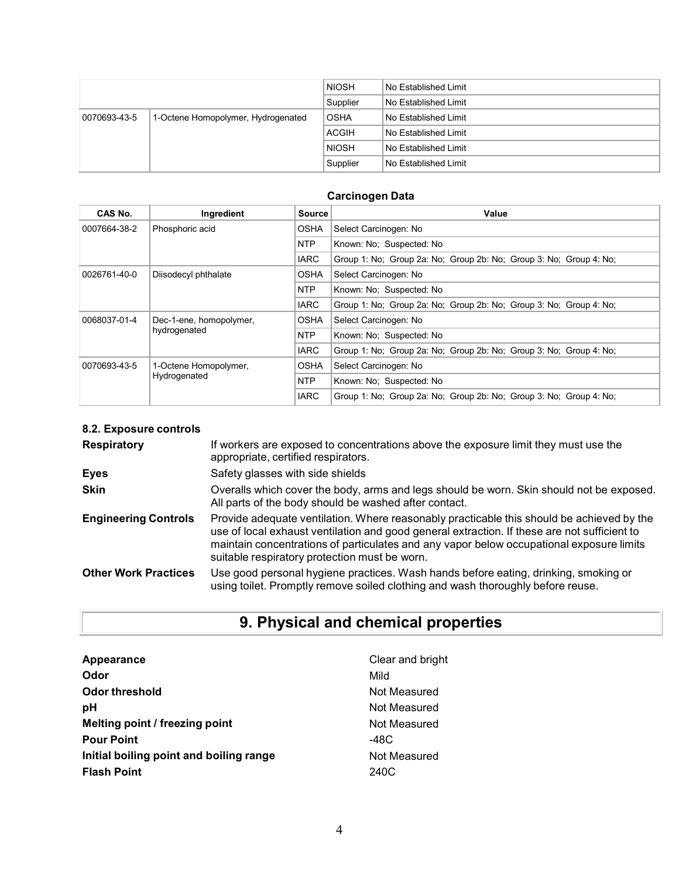| | | | |
|---|---|---|---|
| | | NIOSH | No Established Limit |
| | | Supplier | No Established Limit |
| 0070693-43-5 | 1-Octene Homopolymer, Hydrogenated | OSHA | No Established Limit |
| | | ACGIH | No Established Limit |
| | | NIOSH | No Established Limit |
| | | Supplier | No Established Limit |

**Carcinogen Data**

| CAS No. | Ingredient | Source | Value |
|---|---|---|---|
| 0007664-38-2 | Phosphoric acid | OSHA | Select Carcinogen: No |
| | | NTP | Known: No; Suspected: No |
| | | IARC | Group 1: No; Group 2a: No; Group 2b: No; Group 3: No; Group 4: No; |
| 0026761-40-0 | Diisodecyl phthalate | OSHA | Select Carcinogen: No |
| | | NTP | Known: No; Suspected: No |
| | | IARC | Group 1: No; Group 2a: No; Group 2b: No; Group 3: No; Group 4: No; |
| 0068037-01-4 | Dec-1-ene, homopolymer, hydrogenated | OSHA | Select Carcinogen: No |
| | | NTP | Known: No; Suspected: No |
| | | IARC | Group 1: No; Group 2a: No; Group 2b: No; Group 3: No; Group 4: No; |
| 0070693-43-5 | 1-Octene Homopolymer, Hydrogenated | OSHA | Select Carcinogen: No |
| | | NTP | Known: No; Suspected: No |
| | | IARC | Group 1: No; Group 2a: No; Group 2b: No; Group 3: No; Group 4: No; |

### 8.2. Exposure controls

**Respiratory** If workers are exposed to concentrations above the exposure limit they must use the appropriate, certified respirators.

**Eyes** Safety glasses with side shields

**Skin** Overalls which cover the body, arms and legs should be worn. Skin should not be exposed. All parts of the body should be washed after contact.

**Engineering Controls** Provide adequate ventilation. Where reasonably practicable this should be achieved by the use of local exhaust ventilation and good general extraction. If these are not sufficient to maintain concentrations of particulates and any vapor below occupational exposure limits suitable respiratory protection must be worn.

**Other Work Practices** Use good personal hygiene practices. Wash hands before eating, drinking, smoking or using toilet. Promptly remove soiled clothing and wash thoroughly before reuse.

## 9. Physical and chemical properties

| | |
|---|---|
| **Appearance** | Clear and bright |
| **Odor** | Mild |
| **Odor threshold** | Not Measured |
| **pH** | Not Measured |
| **Melting point / freezing point** | Not Measured |
| **Pour Point** | -48C |
| **Initial boiling point and boiling range** | Not Measured |
| **Flash Point** | 240C |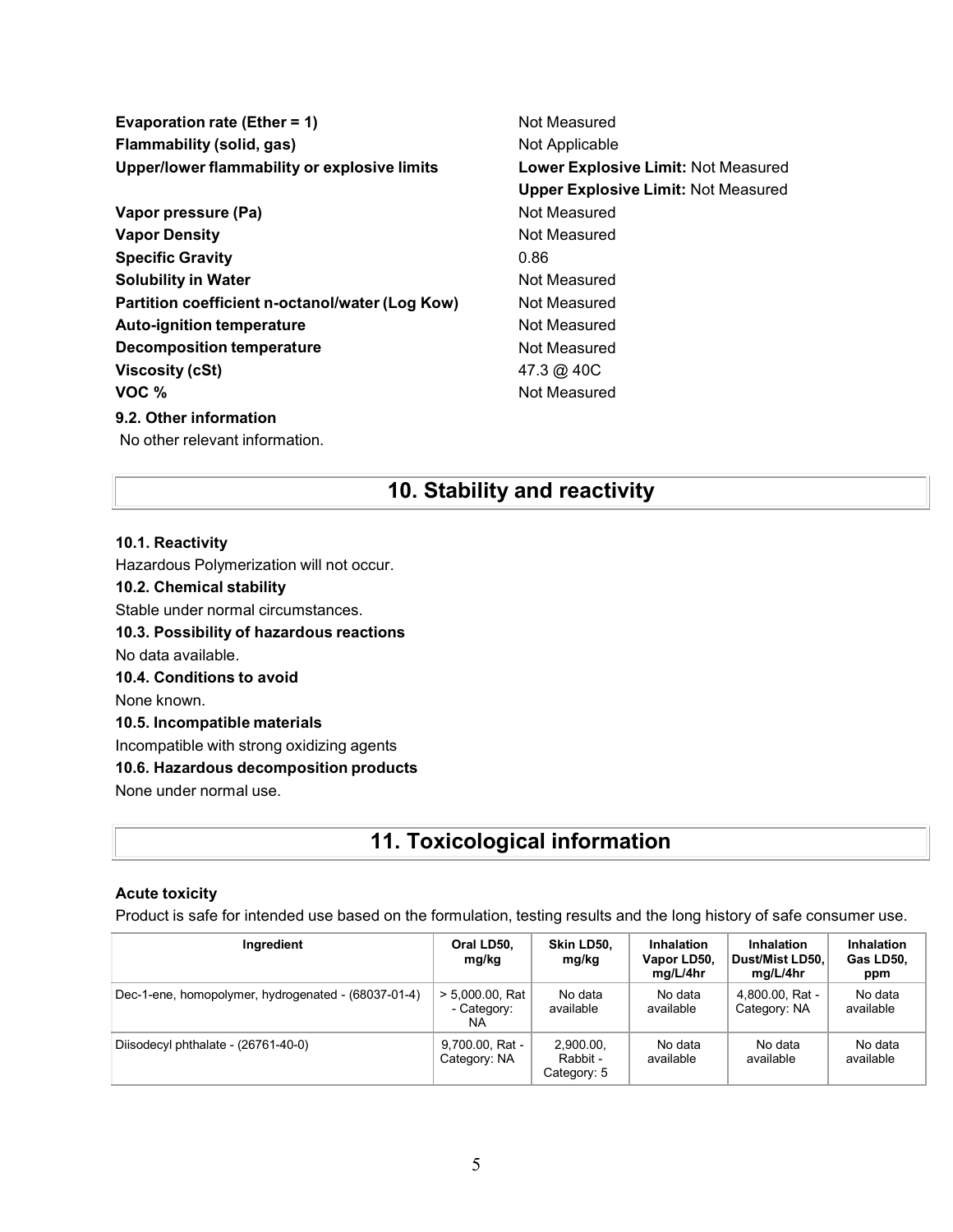**Evaporation rate (Ether = 1)** Not Measured

**Flammability (solid, gas)** Not Applicable

**Upper/lower flammability or explosive limits** **Lower Explosive Limit:** Not Measured
**Upper Explosive Limit:** Not Measured

**Vapor pressure (Pa)** Not Measured

**Vapor Density** Not Measured

**Specific Gravity** 0.86

**Solubility in Water** Not Measured

**Partition coefficient n-octanol/water (Log Kow)** Not Measured

**Auto-ignition temperature** Not Measured

**Decomposition temperature** Not Measured

**Viscosity (cSt)** 47.3 @ 40C

**VOC %** Not Measured

**9.2. Other information**

No other relevant information.

## 10. Stability and reactivity

**10.1. Reactivity**

Hazardous Polymerization will not occur.

**10.2. Chemical stability**

Stable under normal circumstances.

**10.3. Possibility of hazardous reactions**

No data available.

**10.4. Conditions to avoid**

None known.

**10.5. Incompatible materials**

Incompatible with strong oxidizing agents

**10.6. Hazardous decomposition products**

None under normal use.

## 11. Toxicological information

**Acute toxicity**

Product is safe for intended use based on the formulation, testing results and the long history of safe consumer use.

| Ingredient | Oral LD50, mg/kg | Skin LD50, mg/kg | Inhalation Vapor LD50, mg/L/4hr | Inhalation Dust/Mist LD50, mg/L/4hr | Inhalation Gas LD50, ppm |
|---|---|---|---|---|---|
| Dec-1-ene, homopolymer, hydrogenated - (68037-01-4) | > 5,000.00, Rat - Category: NA | No data available | No data available | 4,800.00, Rat - Category: NA | No data available |
| Diisodecyl phthalate - (26761-40-0) | 9,700.00, Rat - Category: NA | 2,900.00, Rabbit - Category: 5 | No data available | No data available | No data available |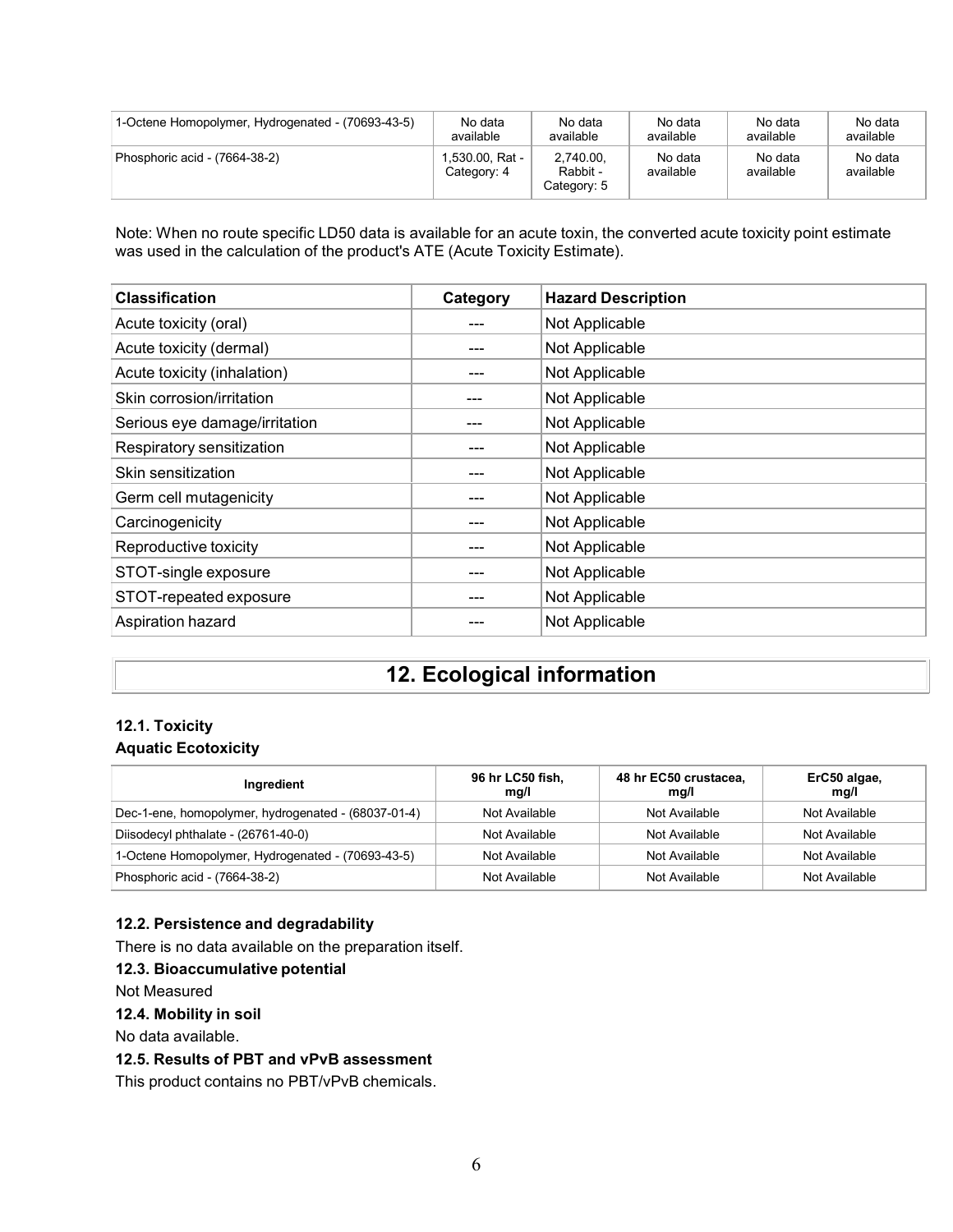| 1-Octene Homopolymer, Hydrogenated - (70693-43-5) | No data available | No data available | No data available | No data available | No data available |
|---|---|---|---|---|---|
| Phosphoric acid - (7664-38-2) | 1,530.00, Rat - Category: 4 | 2,740.00, Rabbit - Category: 5 | No data available | No data available | No data available |

Note: When no route specific LD50 data is available for an acute toxin, the converted acute toxicity point estimate was used in the calculation of the product's ATE (Acute Toxicity Estimate).

| Classification | Category | Hazard Description |
|---|---|---|
| Acute toxicity (oral) | --- | Not Applicable |
| Acute toxicity (dermal) | --- | Not Applicable |
| Acute toxicity (inhalation) | --- | Not Applicable |
| Skin corrosion/irritation | --- | Not Applicable |
| Serious eye damage/irritation | --- | Not Applicable |
| Respiratory sensitization | --- | Not Applicable |
| Skin sensitization | --- | Not Applicable |
| Germ cell mutagenicity | --- | Not Applicable |
| Carcinogenicity | --- | Not Applicable |
| Reproductive toxicity | --- | Not Applicable |
| STOT-single exposure | --- | Not Applicable |
| STOT-repeated exposure | --- | Not Applicable |
| Aspiration hazard | --- | Not Applicable |

# 12. Ecological information

### 12.1. Toxicity

**Aquatic Ecotoxicity**

| Ingredient | 96 hr LC50 fish, mg/l | 48 hr EC50 crustacea, mg/l | ErC50 algae, mg/l |
|---|---|---|---|
| Dec-1-ene, homopolymer, hydrogenated - (68037-01-4) | Not Available | Not Available | Not Available |
| Diisodecyl phthalate - (26761-40-0) | Not Available | Not Available | Not Available |
| 1-Octene Homopolymer, Hydrogenated - (70693-43-5) | Not Available | Not Available | Not Available |
| Phosphoric acid - (7664-38-2) | Not Available | Not Available | Not Available |

### 12.2. Persistence and degradability

There is no data available on the preparation itself.

### 12.3. Bioaccumulative potential

Not Measured

### 12.4. Mobility in soil

No data available.

### 12.5. Results of PBT and vPvB assessment

This product contains no PBT/vPvB chemicals.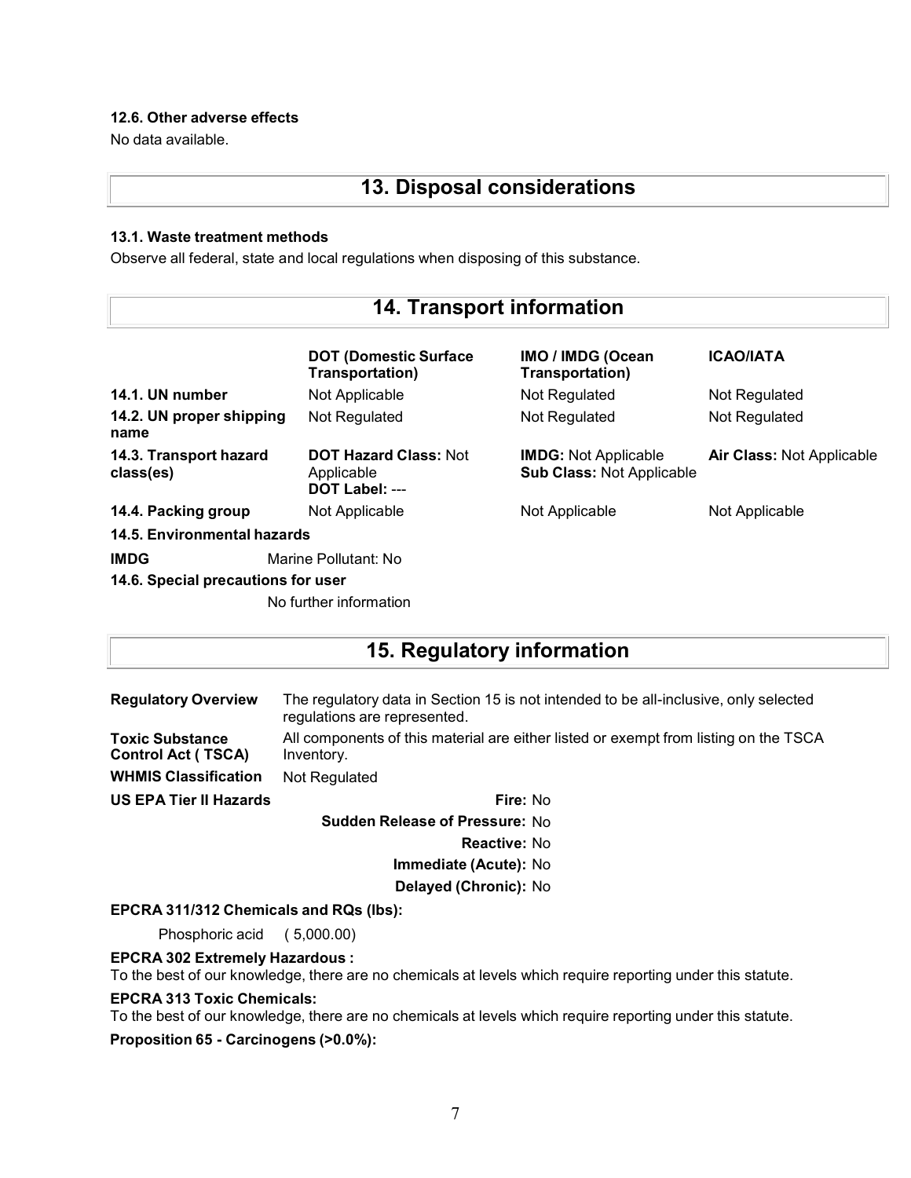### 12.6. Other adverse effects

No data available.

## 13. Disposal considerations

### 13.1. Waste treatment methods

Observe all federal, state and local regulations when disposing of this substance.

## 14. Transport information

| | DOT (Domestic Surface Transportation) | IMO / IMDG (Ocean Transportation) | ICAO/IATA |
|---|---|---|---|
| **14.1. UN number** | Not Applicable | Not Regulated | Not Regulated |
| **14.2. UN proper shipping name** | Not Regulated | Not Regulated | Not Regulated |
| **14.3. Transport hazard class(es)** | **DOT Hazard Class:** Not Applicable **DOT Label:** --- | **IMDG:** Not Applicable **Sub Class:** Not Applicable | **Air Class:** Not Applicable |
| **14.4. Packing group** | Not Applicable | Not Applicable | Not Applicable |

**14.5. Environmental hazards**

**IMDG** Marine Pollutant: No

**14.6. Special precautions for user**

No further information

## 15. Regulatory information

| | |
|---|---|
| **Regulatory Overview** | The regulatory data in Section 15 is not intended to be all-inclusive, only selected regulations are represented. |
| **Toxic Substance Control Act ( TSCA)** | All components of this material are either listed or exempt from listing on the TSCA Inventory. |
| **WHMIS Classification** | Not Regulated |

**US EPA Tier II Hazards**

**Fire:** No

**Sudden Release of Pressure:** No

**Reactive:** No

**Immediate (Acute):** No

**Delayed (Chronic):** No

**EPCRA 311/312 Chemicals and RQs (lbs):**

Phosphoric acid ( 5,000.00)

**EPCRA 302 Extremely Hazardous :**

To the best of our knowledge, there are no chemicals at levels which require reporting under this statute.

**EPCRA 313 Toxic Chemicals:**

To the best of our knowledge, there are no chemicals at levels which require reporting under this statute.

**Proposition 65 - Carcinogens (>0.0%):**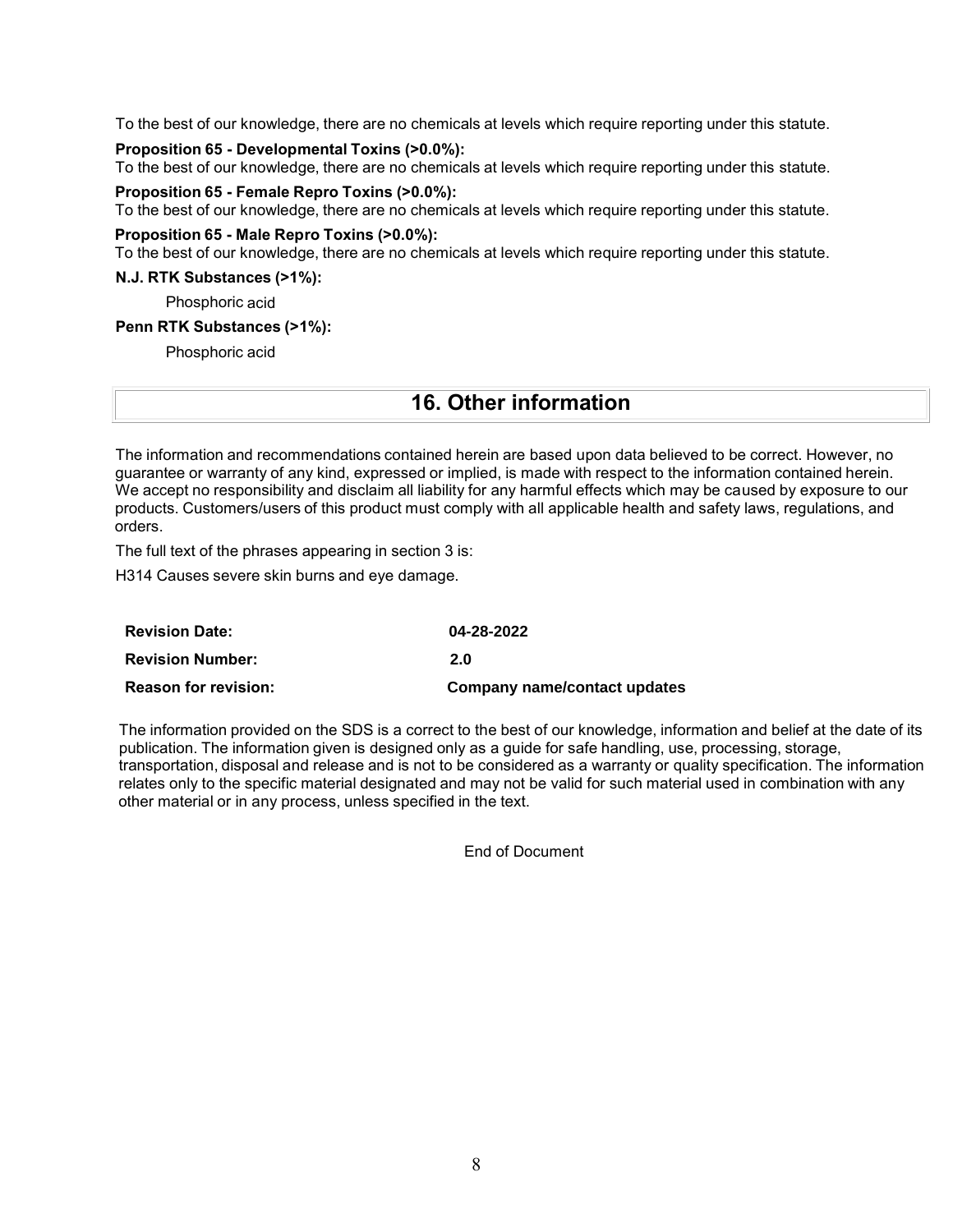To the best of our knowledge, there are no chemicals at levels which require reporting under this statute.

**Proposition 65 - Developmental Toxins (>0.0%):**

To the best of our knowledge, there are no chemicals at levels which require reporting under this statute.

**Proposition 65 - Female Repro Toxins (>0.0%):**

To the best of our knowledge, there are no chemicals at levels which require reporting under this statute.

**Proposition 65 - Male Repro Toxins (>0.0%):**

To the best of our knowledge, there are no chemicals at levels which require reporting under this statute.

**N.J. RTK Substances (>1%):**

Phosphoric acid

**Penn RTK Substances (>1%):**

Phosphoric acid

## 16. Other information

The information and recommendations contained herein are based upon data believed to be correct. However, no guarantee or warranty of any kind, expressed or implied, is made with respect to the information contained herein. We accept no responsibility and disclaim all liability for any harmful effects which may be caused by exposure to our products. Customers/users of this product must comply with all applicable health and safety laws, regulations, and orders.

The full text of the phrases appearing in section 3 is:

H314 Causes severe skin burns and eye damage.

| | |
|---|---|
| **Revision Date:** | **04-28-2022** |
| **Revision Number:** | **2.0** |
| **Reason for revision:** | **Company name/contact updates** |

The information provided on the SDS is a correct to the best of our knowledge, information and belief at the date of its publication. The information given is designed only as a guide for safe handling, use, processing, storage, transportation, disposal and release and is not to be considered as a warranty or quality specification. The information relates only to the specific material designated and may not be valid for such material used in combination with any other material or in any process, unless specified in the text.

End of Document